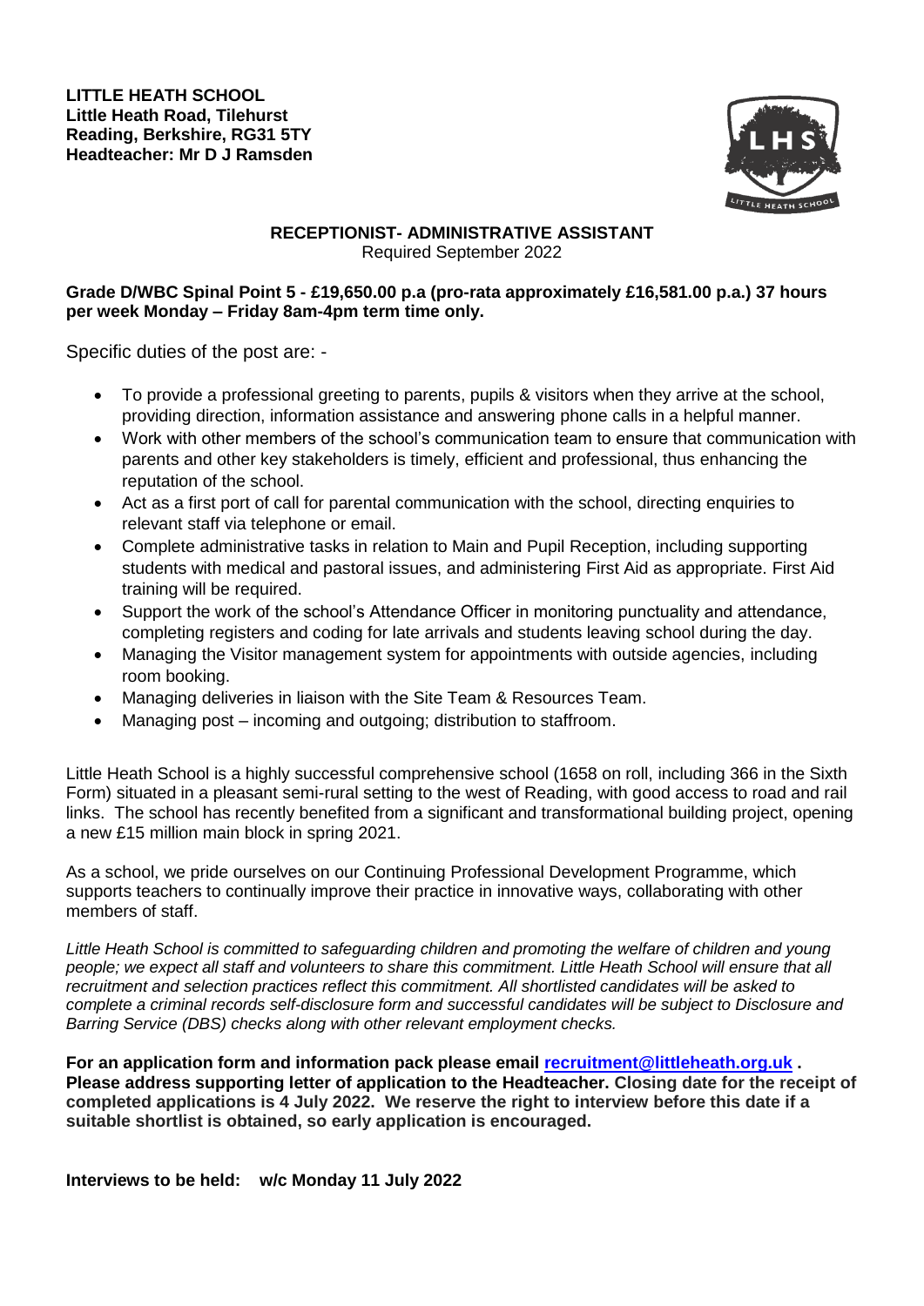**LITTLE HEATH SCHOOL**
**Little Heath Road, Tilehurst**
**Reading, Berkshire, RG31 5TY**
**Headteacher: Mr D J Ramsden**

## RECEPTIONIST- ADMINISTRATIVE ASSISTANT

Required September 2022

**Grade D/WBC Spinal Point 5 - £19,650.00 p.a (pro-rata approximately £16,581.00 p.a.) 37 hours per week Monday – Friday 8am-4pm term time only.**

Specific duties of the post are: -

- To provide a professional greeting to parents, pupils & visitors when they arrive at the school, providing direction, information assistance and answering phone calls in a helpful manner.
- Work with other members of the school's communication team to ensure that communication with parents and other key stakeholders is timely, efficient and professional, thus enhancing the reputation of the school.
- Act as a first port of call for parental communication with the school, directing enquiries to relevant staff via telephone or email.
- Complete administrative tasks in relation to Main and Pupil Reception, including supporting students with medical and pastoral issues, and administering First Aid as appropriate. First Aid training will be required.
- Support the work of the school's Attendance Officer in monitoring punctuality and attendance, completing registers and coding for late arrivals and students leaving school during the day.
- Managing the Visitor management system for appointments with outside agencies, including room booking.
- Managing deliveries in liaison with the Site Team & Resources Team.
- Managing post – incoming and outgoing; distribution to staffroom.

Little Heath School is a highly successful comprehensive school (1658 on roll, including 366 in the Sixth Form) situated in a pleasant semi-rural setting to the west of Reading, with good access to road and rail links. The school has recently benefited from a significant and transformational building project, opening a new £15 million main block in spring 2021.

As a school, we pride ourselves on our Continuing Professional Development Programme, which supports teachers to continually improve their practice in innovative ways, collaborating with other members of staff.

*Little Heath School is committed to safeguarding children and promoting the welfare of children and young people; we expect all staff and volunteers to share this commitment. Little Heath School will ensure that all recruitment and selection practices reflect this commitment. All shortlisted candidates will be asked to complete a criminal records self-disclosure form and successful candidates will be subject to Disclosure and Barring Service (DBS) checks along with other relevant employment checks.*

**For an application form and information pack please email recruitment@littleheath.org.uk . Please address supporting letter of application to the Headteacher. Closing date for the receipt of completed applications is 4 July 2022. We reserve the right to interview before this date if a suitable shortlist is obtained, so early application is encouraged.**

**Interviews to be held: w/c Monday 11 July 2022**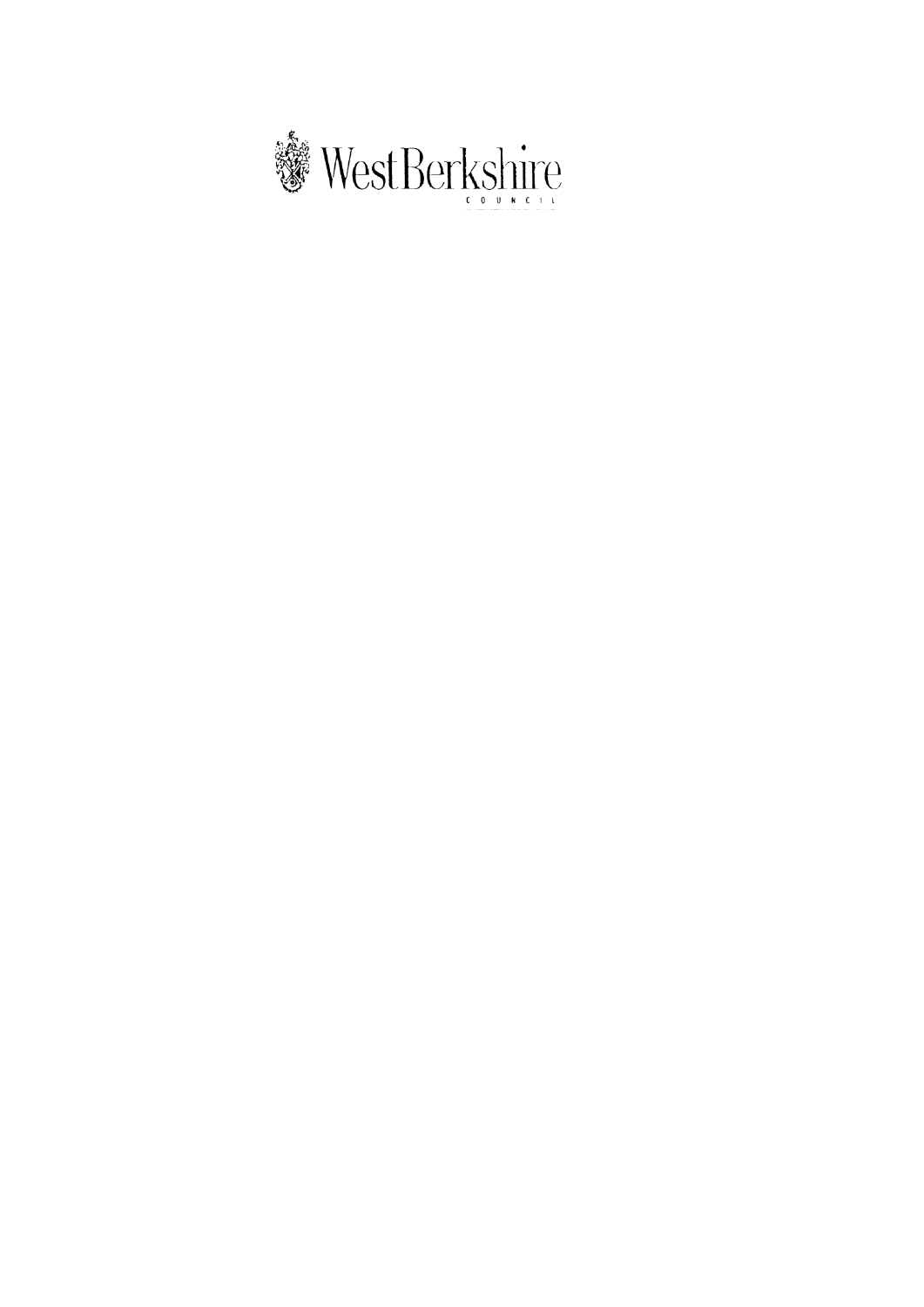West Berkshire

COUNCIL